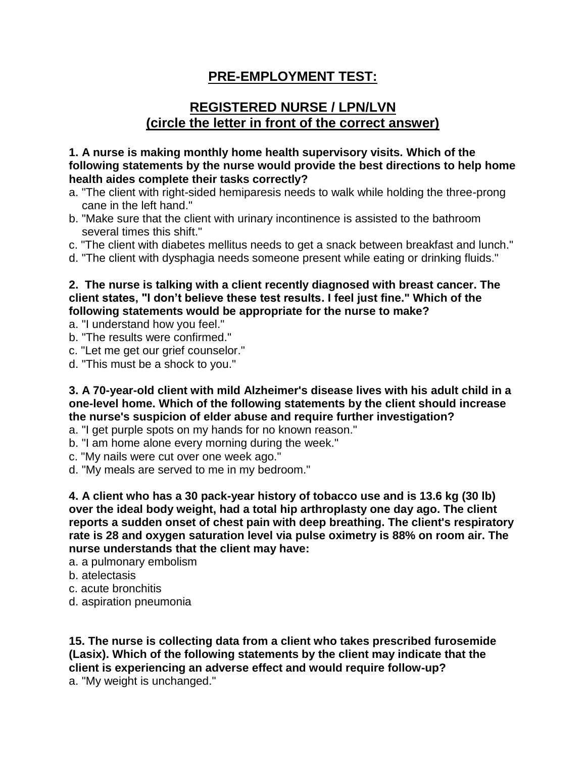# PRE-EMPLOYMENT TEST:

## REGISTERED NURSE / LPN/LVN
## (circle the letter in front of the correct answer)

**1. A nurse is making monthly home health supervisory visits. Which of the following statements by the nurse would provide the best directions to help home health aides complete their tasks correctly?**

a. "The client with right-sided hemiparesis needs to walk while holding the three-prong cane in the left hand."
b. "Make sure that the client with urinary incontinence is assisted to the bathroom several times this shift."
c. "The client with diabetes mellitus needs to get a snack between breakfast and lunch."
d. "The client with dysphagia needs someone present while eating or drinking fluids."

**2. The nurse is talking with a client recently diagnosed with breast cancer. The client states, "I don't believe these test results. I feel just fine." Which of the following statements would be appropriate for the nurse to make?**

a. "I understand how you feel."
b. "The results were confirmed."
c. "Let me get our grief counselor."
d. "This must be a shock to you."

**3. A 70-year-old client with mild Alzheimer's disease lives with his adult child in a one-level home. Which of the following statements by the client should increase the nurse's suspicion of elder abuse and require further investigation?**

a. "I get purple spots on my hands for no known reason."
b. "I am home alone every morning during the week."
c. "My nails were cut over one week ago."
d. "My meals are served to me in my bedroom."

**4. A client who has a 30 pack-year history of tobacco use and is 13.6 kg (30 lb) over the ideal body weight, had a total hip arthroplasty one day ago. The client reports a sudden onset of chest pain with deep breathing. The client's respiratory rate is 28 and oxygen saturation level via pulse oximetry is 88% on room air. The nurse understands that the client may have:**

a. a pulmonary embolism
b. atelectasis
c. acute bronchitis
d. aspiration pneumonia

**15. The nurse is collecting data from a client who takes prescribed furosemide (Lasix). Which of the following statements by the client may indicate that the client is experiencing an adverse effect and would require follow-up?**

a. "My weight is unchanged."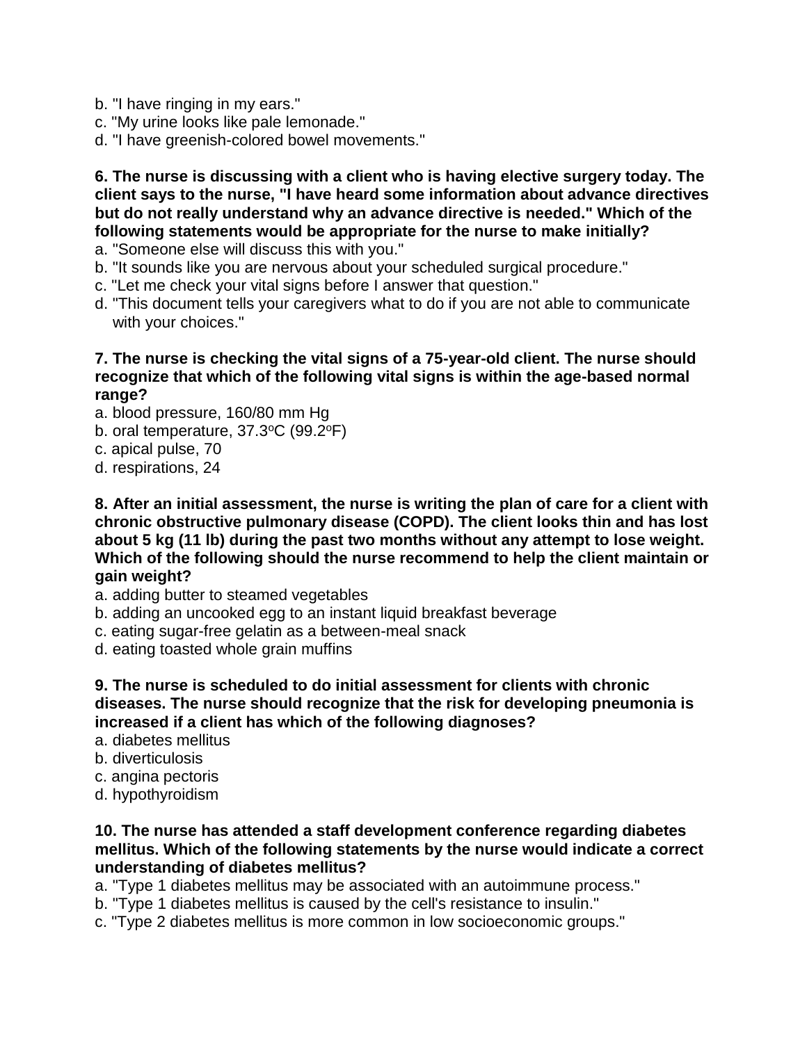b. "I have ringing in my ears."
c. "My urine looks like pale lemonade."
d. "I have greenish-colored bowel movements."

**6. The nurse is discussing with a client who is having elective surgery today. The client says to the nurse, "I have heard some information about advance directives but do not really understand why an advance directive is needed." Which of the following statements would be appropriate for the nurse to make initially?**

a. "Someone else will discuss this with you."
b. "It sounds like you are nervous about your scheduled surgical procedure."
c. "Let me check your vital signs before I answer that question."
d. "This document tells your caregivers what to do if you are not able to communicate with your choices."

**7. The nurse is checking the vital signs of a 75-year-old client. The nurse should recognize that which of the following vital signs is within the age-based normal range?**

a. blood pressure, 160/80 mm Hg
b. oral temperature, 37.3°C (99.2°F)
c. apical pulse, 70
d. respirations, 24

**8. After an initial assessment, the nurse is writing the plan of care for a client with chronic obstructive pulmonary disease (COPD). The client looks thin and has lost about 5 kg (11 lb) during the past two months without any attempt to lose weight. Which of the following should the nurse recommend to help the client maintain or gain weight?**

a. adding butter to steamed vegetables
b. adding an uncooked egg to an instant liquid breakfast beverage
c. eating sugar-free gelatin as a between-meal snack
d. eating toasted whole grain muffins

**9. The nurse is scheduled to do initial assessment for clients with chronic diseases. The nurse should recognize that the risk for developing pneumonia is increased if a client has which of the following diagnoses?**

a. diabetes mellitus
b. diverticulosis
c. angina pectoris
d. hypothyroidism

**10. The nurse has attended a staff development conference regarding diabetes mellitus. Which of the following statements by the nurse would indicate a correct understanding of diabetes mellitus?**

a. "Type 1 diabetes mellitus may be associated with an autoimmune process."
b. "Type 1 diabetes mellitus is caused by the cell's resistance to insulin."
c. "Type 2 diabetes mellitus is more common in low socioeconomic groups."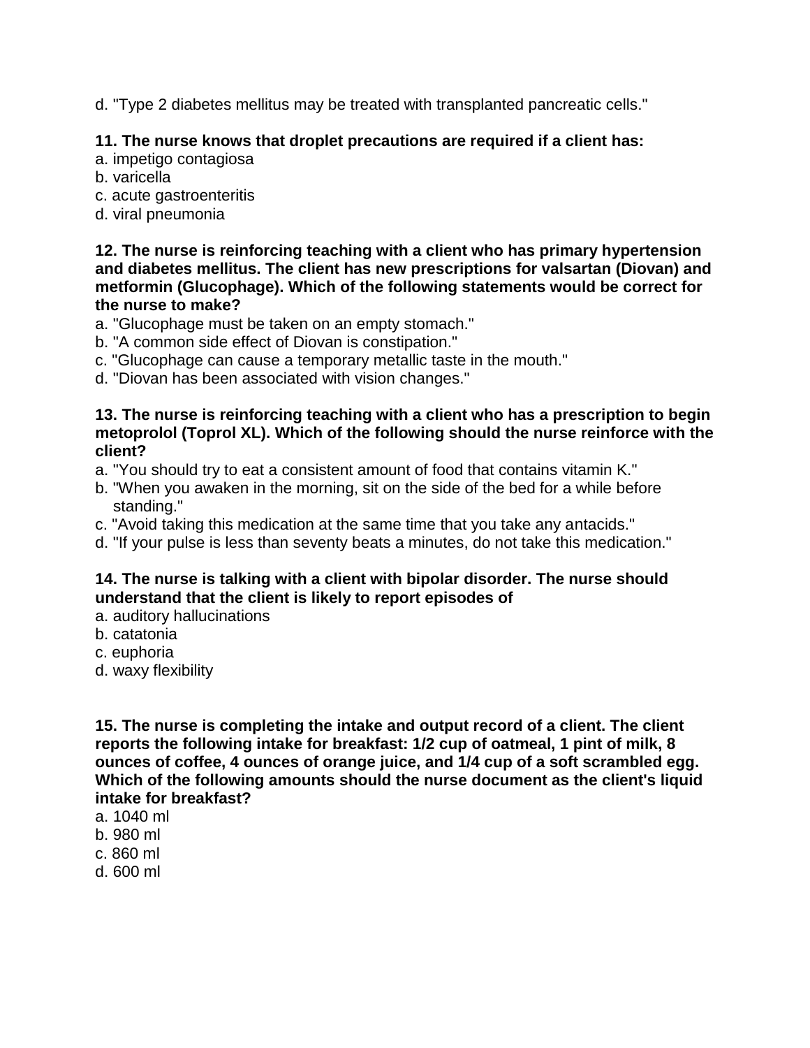d. "Type 2 diabetes mellitus may be treated with transplanted pancreatic cells."

**11. The nurse knows that droplet precautions are required if a client has:**

a. impetigo contagiosa
b. varicella
c. acute gastroenteritis
d. viral pneumonia

**12. The nurse is reinforcing teaching with a client who has primary hypertension and diabetes mellitus. The client has new prescriptions for valsartan (Diovan) and metformin (Glucophage). Which of the following statements would be correct for the nurse to make?**

a. "Glucophage must be taken on an empty stomach."
b. "A common side effect of Diovan is constipation."
c. "Glucophage can cause a temporary metallic taste in the mouth."
d. "Diovan has been associated with vision changes."

**13. The nurse is reinforcing teaching with a client who has a prescription to begin metoprolol (Toprol XL). Which of the following should the nurse reinforce with the client?**

a. "You should try to eat a consistent amount of food that contains vitamin K."
b. "When you awaken in the morning, sit on the side of the bed for a while before standing."
c. "Avoid taking this medication at the same time that you take any antacids."
d. "If your pulse is less than seventy beats a minutes, do not take this medication."

**14. The nurse is talking with a client with bipolar disorder. The nurse should understand that the client is likely to report episodes of**

a. auditory hallucinations
b. catatonia
c. euphoria
d. waxy flexibility

**15. The nurse is completing the intake and output record of a client. The client reports the following intake for breakfast: 1/2 cup of oatmeal, 1 pint of milk, 8 ounces of coffee, 4 ounces of orange juice, and 1/4 cup of a soft scrambled egg. Which of the following amounts should the nurse document as the client's liquid intake for breakfast?**

a. 1040 ml
b. 980 ml
c. 860 ml
d. 600 ml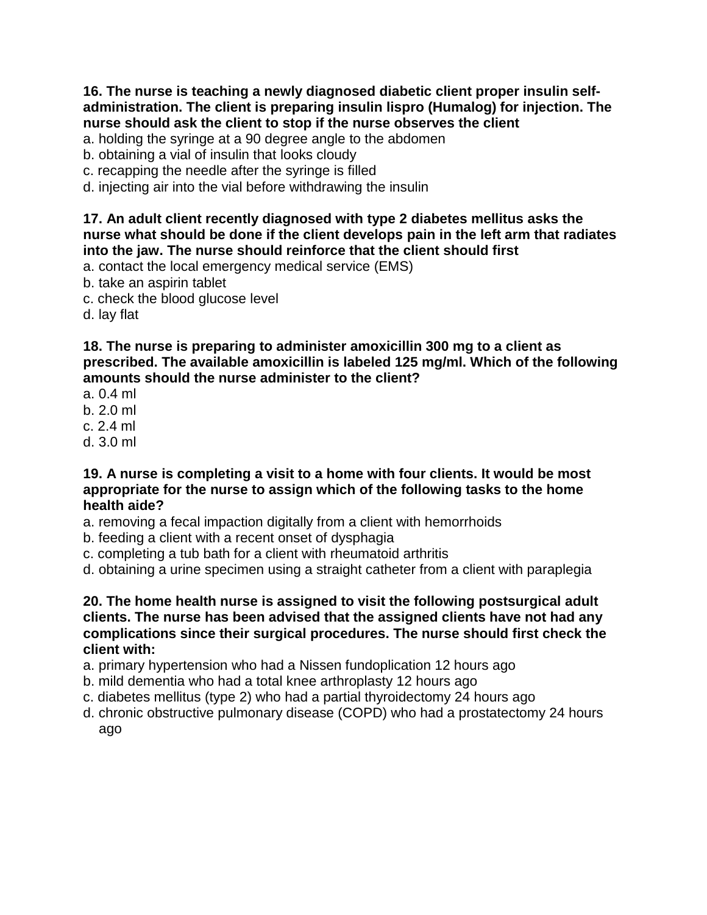**16. The nurse is teaching a newly diagnosed diabetic client proper insulin self-administration. The client is preparing insulin lispro (Humalog) for injection. The nurse should ask the client to stop if the nurse observes the client**

a. holding the syringe at a 90 degree angle to the abdomen
b. obtaining a vial of insulin that looks cloudy
c. recapping the needle after the syringe is filled
d. injecting air into the vial before withdrawing the insulin

**17. An adult client recently diagnosed with type 2 diabetes mellitus asks the nurse what should be done if the client develops pain in the left arm that radiates into the jaw. The nurse should reinforce that the client should first**

a. contact the local emergency medical service (EMS)
b. take an aspirin tablet
c. check the blood glucose level
d. lay flat

**18. The nurse is preparing to administer amoxicillin 300 mg to a client as prescribed. The available amoxicillin is labeled 125 mg/ml. Which of the following amounts should the nurse administer to the client?**

a. 0.4 ml
b. 2.0 ml
c. 2.4 ml
d. 3.0 ml

**19. A nurse is completing a visit to a home with four clients. It would be most appropriate for the nurse to assign which of the following tasks to the home health aide?**

a. removing a fecal impaction digitally from a client with hemorrhoids
b. feeding a client with a recent onset of dysphagia
c. completing a tub bath for a client with rheumatoid arthritis
d. obtaining a urine specimen using a straight catheter from a client with paraplegia

**20. The home health nurse is assigned to visit the following postsurgical adult clients. The nurse has been advised that the assigned clients have not had any complications since their surgical procedures. The nurse should first check the client with:**

a. primary hypertension who had a Nissen fundoplication 12 hours ago
b. mild dementia who had a total knee arthroplasty 12 hours ago
c. diabetes mellitus (type 2) who had a partial thyroidectomy 24 hours ago
d. chronic obstructive pulmonary disease (COPD) who had a prostatectomy 24 hours ago